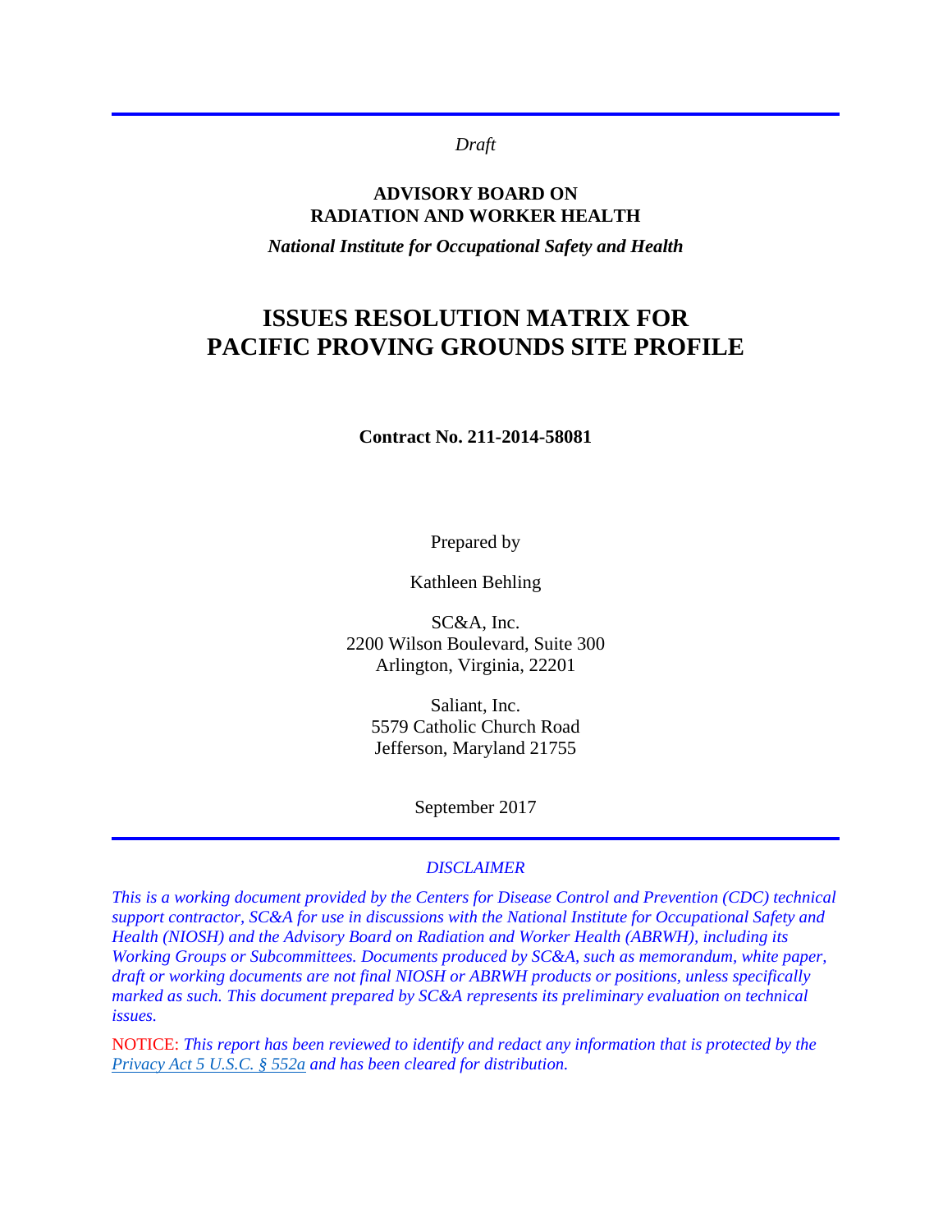*Draft*

**ADVISORY BOARD ON**
**RADIATION AND WORKER HEALTH**

***National Institute for Occupational Safety and Health***

# ISSUES RESOLUTION MATRIX FOR PACIFIC PROVING GROUNDS SITE PROFILE

**Contract No. 211-2014-58081**

Prepared by

Kathleen Behling

SC&A, Inc.
2200 Wilson Boulevard, Suite 300
Arlington, Virginia, 22201

Saliant, Inc.
5579 Catholic Church Road
Jefferson, Maryland 21755

September 2017

*DISCLAIMER*

*This is a working document provided by the Centers for Disease Control and Prevention (CDC) technical support contractor, SC&A for use in discussions with the National Institute for Occupational Safety and Health (NIOSH) and the Advisory Board on Radiation and Worker Health (ABRWH), including its Working Groups or Subcommittees. Documents produced by SC&A, such as memorandum, white paper, draft or working documents are not final NIOSH or ABRWH products or positions, unless specifically marked as such. This document prepared by SC&A represents its preliminary evaluation on technical issues.*

NOTICE: *This report has been reviewed to identify and redact any information that is protected by the [Privacy Act 5 U.S.C. § 552a](#) and has been cleared for distribution.*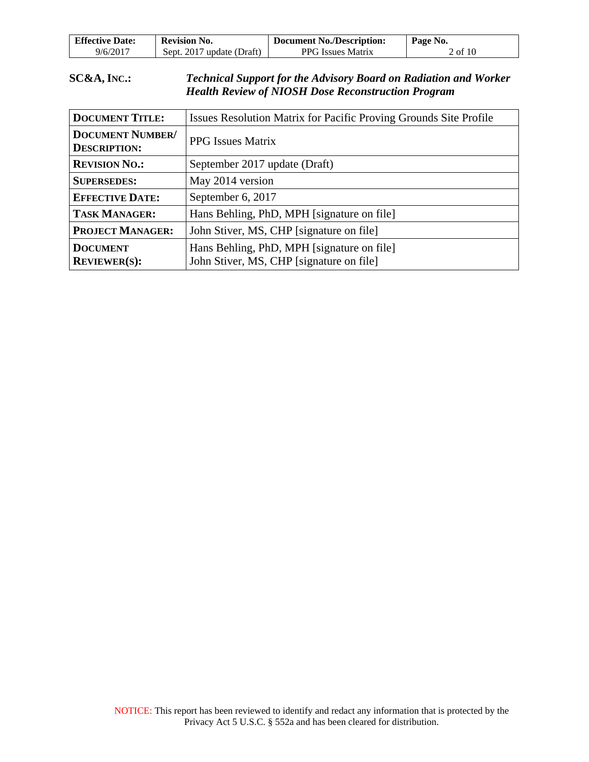**SC&A, INC.:** ***Technical Support for the Advisory Board on Radiation and Worker Health Review of NIOSH Dose Reconstruction Program***

| | |
|---|---|
| **DOCUMENT TITLE:** | Issues Resolution Matrix for Pacific Proving Grounds Site Profile |
| **DOCUMENT NUMBER/ DESCRIPTION:** | PPG Issues Matrix |
| **REVISION NO.:** | September 2017 update (Draft) |
| **SUPERSEDES:** | May 2014 version |
| **EFFECTIVE DATE:** | September 6, 2017 |
| **TASK MANAGER:** | Hans Behling, PhD, MPH [signature on file] |
| **PROJECT MANAGER:** | John Stiver, MS, CHP [signature on file] |
| **DOCUMENT REVIEWER(S):** | Hans Behling, PhD, MPH [signature on file]<br>John Stiver, MS, CHP [signature on file] |

NOTICE: This report has been reviewed to identify and redact any information that is protected by the Privacy Act 5 U.S.C. § 552a and has been cleared for distribution.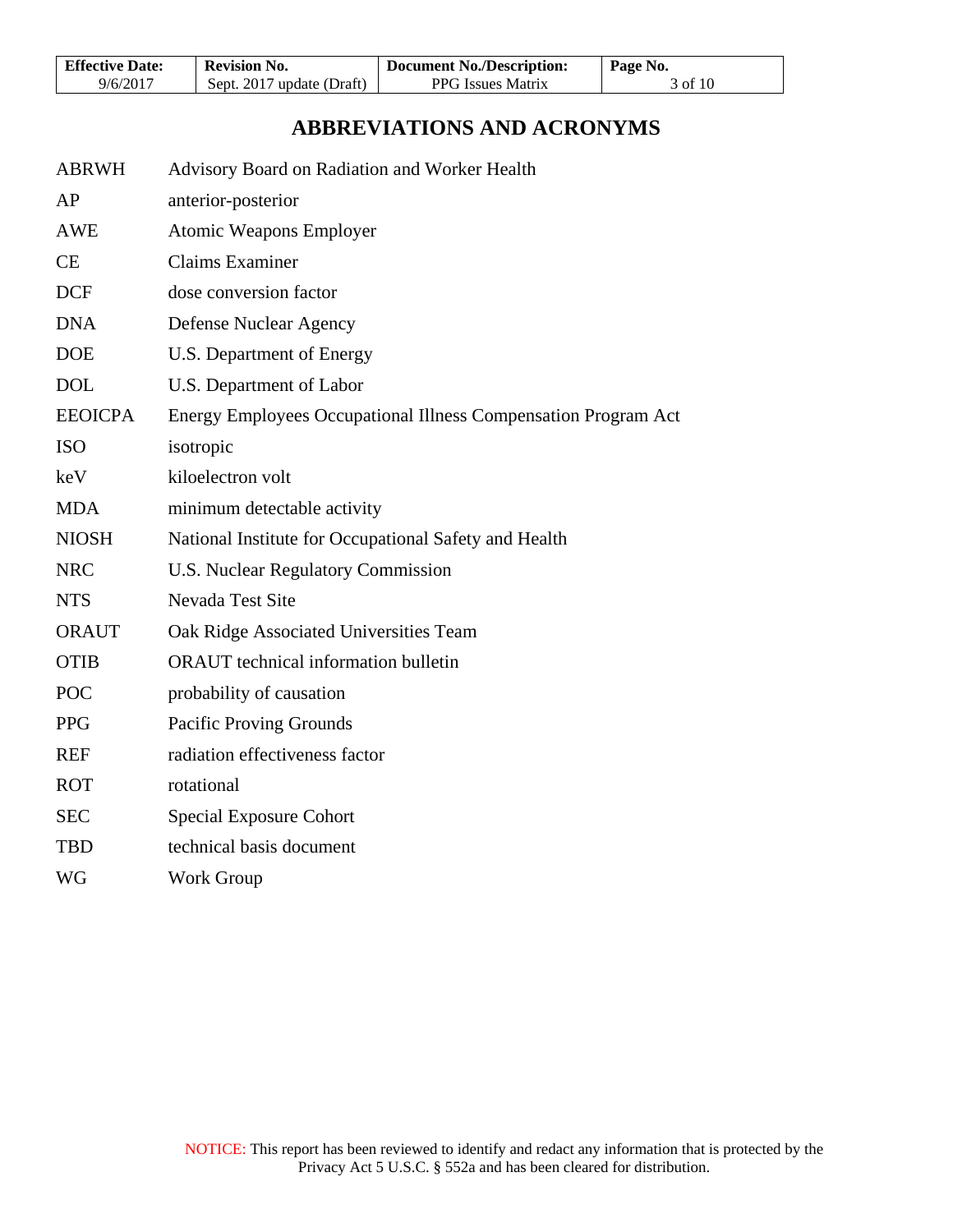# ABBREVIATIONS AND ACRONYMS

| | |
|---|---|
| ABRWH | Advisory Board on Radiation and Worker Health |
| AP | anterior-posterior |
| AWE | Atomic Weapons Employer |
| CE | Claims Examiner |
| DCF | dose conversion factor |
| DNA | Defense Nuclear Agency |
| DOE | U.S. Department of Energy |
| DOL | U.S. Department of Labor |
| EEOICPA | Energy Employees Occupational Illness Compensation Program Act |
| ISO | isotropic |
| keV | kiloelectron volt |
| MDA | minimum detectable activity |
| NIOSH | National Institute for Occupational Safety and Health |
| NRC | U.S. Nuclear Regulatory Commission |
| NTS | Nevada Test Site |
| ORAUT | Oak Ridge Associated Universities Team |
| OTIB | ORAUT technical information bulletin |
| POC | probability of causation |
| PPG | Pacific Proving Grounds |
| REF | radiation effectiveness factor |
| ROT | rotational |
| SEC | Special Exposure Cohort |
| TBD | technical basis document |
| WG | Work Group |

NOTICE: This report has been reviewed to identify and redact any information that is protected by the Privacy Act 5 U.S.C. § 552a and has been cleared for distribution.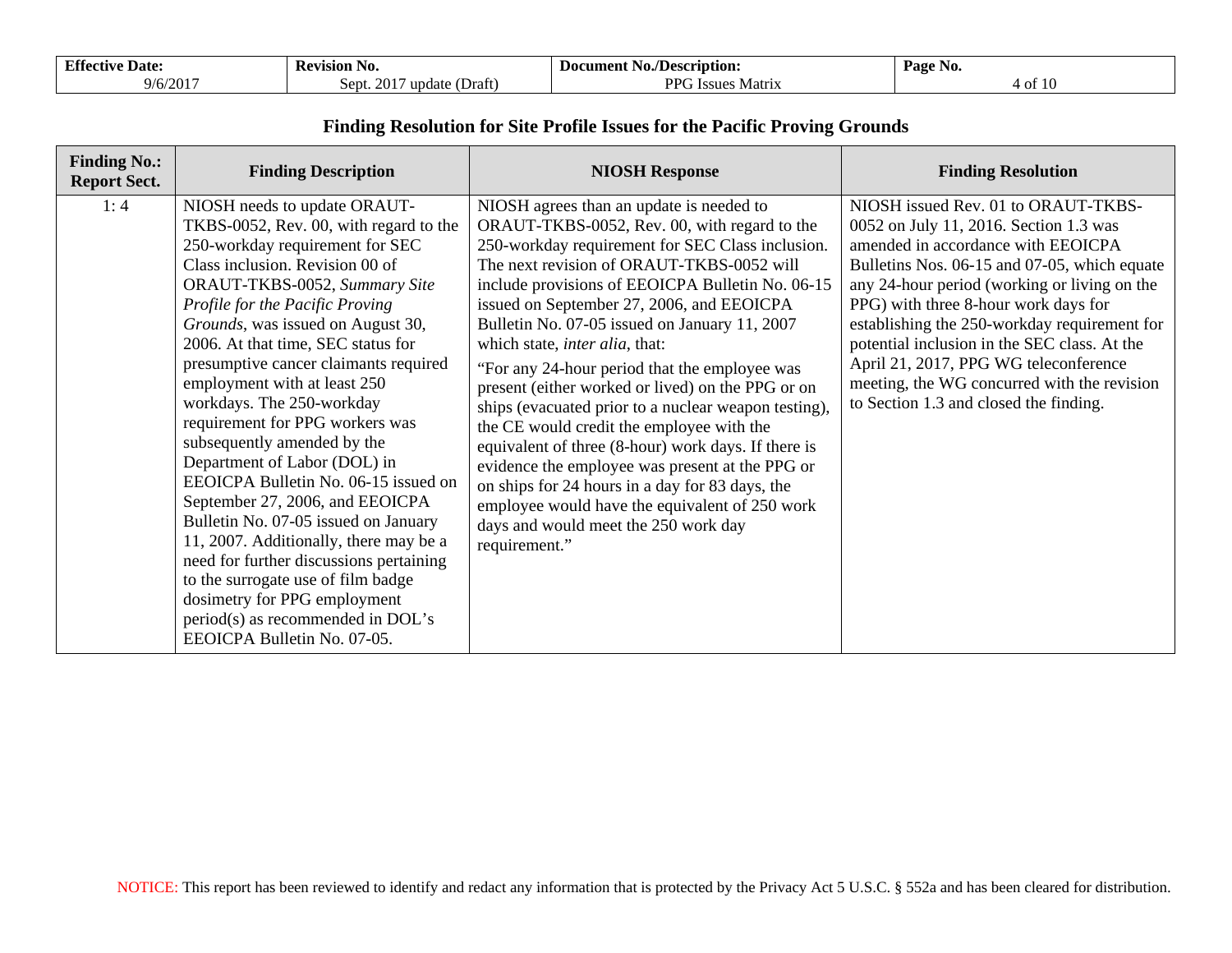## Finding Resolution for Site Profile Issues for the Pacific Proving Grounds

| Finding No.: Report Sect. | Finding Description | NIOSH Response | Finding Resolution |
|---|---|---|---|
| 1: 4 | NIOSH needs to update ORAUT-TKBS-0052, Rev. 00, with regard to the 250-workday requirement for SEC Class inclusion. Revision 00 of ORAUT-TKBS-0052, *Summary Site Profile for the Pacific Proving Grounds*, was issued on August 30, 2006. At that time, SEC status for presumptive cancer claimants required employment with at least 250 workdays. The 250-workday requirement for PPG workers was subsequently amended by the Department of Labor (DOL) in EEOICPA Bulletin No. 06-15 issued on September 27, 2006, and EEOICPA Bulletin No. 07-05 issued on January 11, 2007. Additionally, there may be a need for further discussions pertaining to the surrogate use of film badge dosimetry for PPG employment period(s) as recommended in DOL's EEOICPA Bulletin No. 07-05. | NIOSH agrees than an update is needed to ORAUT-TKBS-0052, Rev. 00, with regard to the 250-workday requirement for SEC Class inclusion. The next revision of ORAUT-TKBS-0052 will include provisions of EEOICPA Bulletin No. 06-15 issued on September 27, 2006, and EEOICPA Bulletin No. 07-05 issued on January 11, 2007 which state, *inter alia*, that:<br><br>"For any 24-hour period that the employee was present (either worked or lived) on the PPG or on ships (evacuated prior to a nuclear weapon testing), the CE would credit the employee with the equivalent of three (8-hour) work days. If there is evidence the employee was present at the PPG or on ships for 24 hours in a day for 83 days, the employee would have the equivalent of 250 work days and would meet the 250 work day requirement." | NIOSH issued Rev. 01 to ORAUT-TKBS-0052 on July 11, 2016. Section 1.3 was amended in accordance with EEOICPA Bulletins Nos. 06-15 and 07-05, which equate any 24-hour period (working or living on the PPG) with three 8-hour work days for establishing the 250-workday requirement for potential inclusion in the SEC class. At the April 21, 2017, PPG WG teleconference meeting, the WG concurred with the revision to Section 1.3 and closed the finding. |

NOTICE: This report has been reviewed to identify and redact any information that is protected by the Privacy Act 5 U.S.C. § 552a and has been cleared for distribution.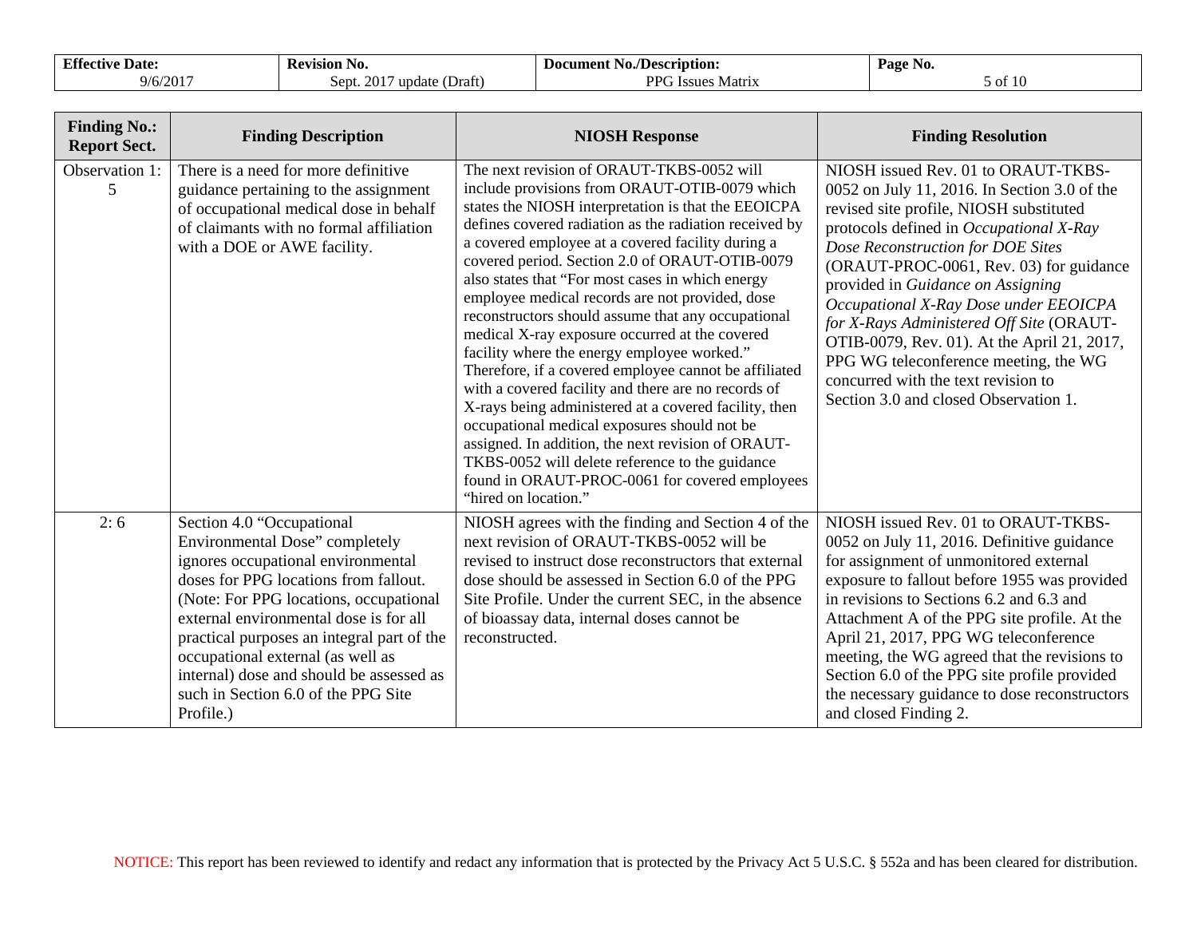| Finding No.: Report Sect. | Finding Description | NIOSH Response | Finding Resolution |
|---|---|---|---|
| Observation 1: 5 | There is a need for more definitive guidance pertaining to the assignment of occupational medical dose in behalf of claimants with no formal affiliation with a DOE or AWE facility. | The next revision of ORAUT-TKBS-0052 will include provisions from ORAUT-OTIB-0079 which states the NIOSH interpretation is that the EEOICPA defines covered radiation as the radiation received by a covered employee at a covered facility during a covered period. Section 2.0 of ORAUT-OTIB-0079 also states that "For most cases in which energy employee medical records are not provided, dose reconstructors should assume that any occupational medical X-ray exposure occurred at the covered facility where the energy employee worked." Therefore, if a covered employee cannot be affiliated with a covered facility and there are no records of X-rays being administered at a covered facility, then occupational medical exposures should not be assigned. In addition, the next revision of ORAUT-TKBS-0052 will delete reference to the guidance found in ORAUT-PROC-0061 for covered employees "hired on location." | NIOSH issued Rev. 01 to ORAUT-TKBS-0052 on July 11, 2016. In Section 3.0 of the revised site profile, NIOSH substituted protocols defined in *Occupational X-Ray Dose Reconstruction for DOE Sites* (ORAUT-PROC-0061, Rev. 03) for guidance provided in *Guidance on Assigning Occupational X-Ray Dose under EEOICPA for X-Rays Administered Off Site* (ORAUT-OTIB-0079, Rev. 01). At the April 21, 2017, PPG WG teleconference meeting, the WG concurred with the text revision to Section 3.0 and closed Observation 1. |
| 2: 6 | Section 4.0 "Occupational Environmental Dose" completely ignores occupational environmental doses for PPG locations from fallout. (Note: For PPG locations, occupational external environmental dose is for all practical purposes an integral part of the occupational external (as well as internal) dose and should be assessed as such in Section 6.0 of the PPG Site Profile.) | NIOSH agrees with the finding and Section 4 of the next revision of ORAUT-TKBS-0052 will be revised to instruct dose reconstructors that external dose should be assessed in Section 6.0 of the PPG Site Profile. Under the current SEC, in the absence of bioassay data, internal doses cannot be reconstructed. | NIOSH issued Rev. 01 to ORAUT-TKBS-0052 on July 11, 2016. Definitive guidance for assignment of unmonitored external exposure to fallout before 1955 was provided in revisions to Sections 6.2 and 6.3 and Attachment A of the PPG site profile. At the April 21, 2017, PPG WG teleconference meeting, the WG agreed that the revisions to Section 6.0 of the PPG site profile provided the necessary guidance to dose reconstructors and closed Finding 2. |

NOTICE: This report has been reviewed to identify and redact any information that is protected by the Privacy Act 5 U.S.C. § 552a and has been cleared for distribution.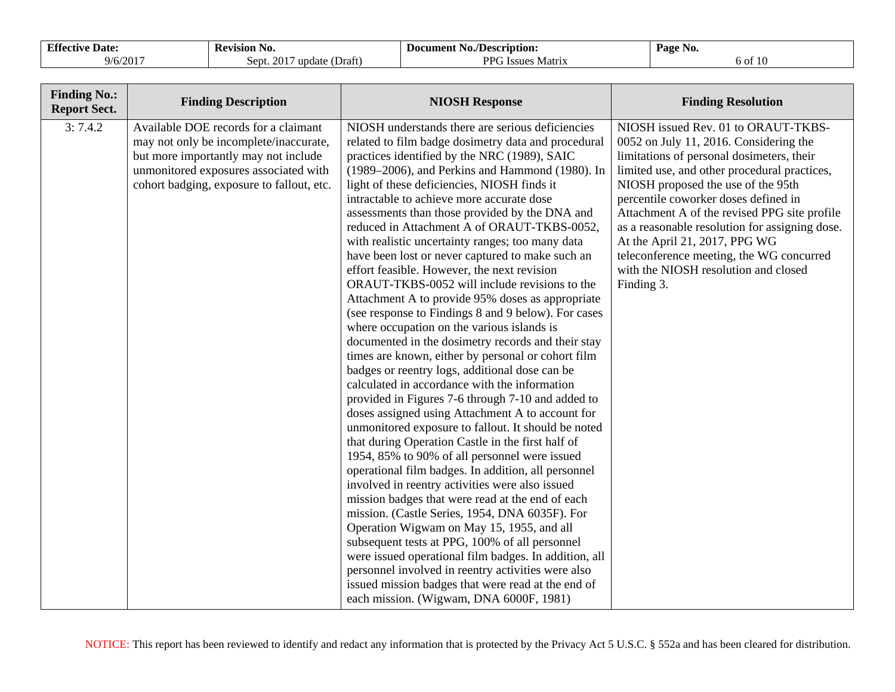| Finding No.: Report Sect. | Finding Description | NIOSH Response | Finding Resolution |
|---|---|---|---|
| 3: 7.4.2 | Available DOE records for a claimant may not only be incomplete/inaccurate, but more importantly may not include unmonitored exposures associated with cohort badging, exposure to fallout, etc. | NIOSH understands there are serious deficiencies related to film badge dosimetry data and procedural practices identified by the NRC (1989), SAIC (1989–2006), and Perkins and Hammond (1980). In light of these deficiencies, NIOSH finds it intractable to achieve more accurate dose assessments than those provided by the DNA and reduced in Attachment A of ORAUT-TKBS-0052, with realistic uncertainty ranges; too many data have been lost or never captured to make such an effort feasible. However, the next revision ORAUT-TKBS-0052 will include revisions to the Attachment A to provide 95% doses as appropriate (see response to Findings 8 and 9 below). For cases where occupation on the various islands is documented in the dosimetry records and their stay times are known, either by personal or cohort film badges or reentry logs, additional dose can be calculated in accordance with the information provided in Figures 7-6 through 7-10 and added to doses assigned using Attachment A to account for unmonitored exposure to fallout. It should be noted that during Operation Castle in the first half of 1954, 85% to 90% of all personnel were issued operational film badges. In addition, all personnel involved in reentry activities were also issued mission badges that were read at the end of each mission. (Castle Series, 1954, DNA 6035F). For Operation Wigwam on May 15, 1955, and all subsequent tests at PPG, 100% of all personnel were issued operational film badges. In addition, all personnel involved in reentry activities were also issued mission badges that were read at the end of each mission. (Wigwam, DNA 6000F, 1981) | NIOSH issued Rev. 01 to ORAUT-TKBS-0052 on July 11, 2016. Considering the limitations of personal dosimeters, their limited use, and other procedural practices, NIOSH proposed the use of the 95th percentile coworker doses defined in Attachment A of the revised PPG site profile as a reasonable resolution for assigning dose. At the April 21, 2017, PPG WG teleconference meeting, the WG concurred with the NIOSH resolution and closed Finding 3. |

NOTICE: This report has been reviewed to identify and redact any information that is protected by the Privacy Act 5 U.S.C. § 552a and has been cleared for distribution.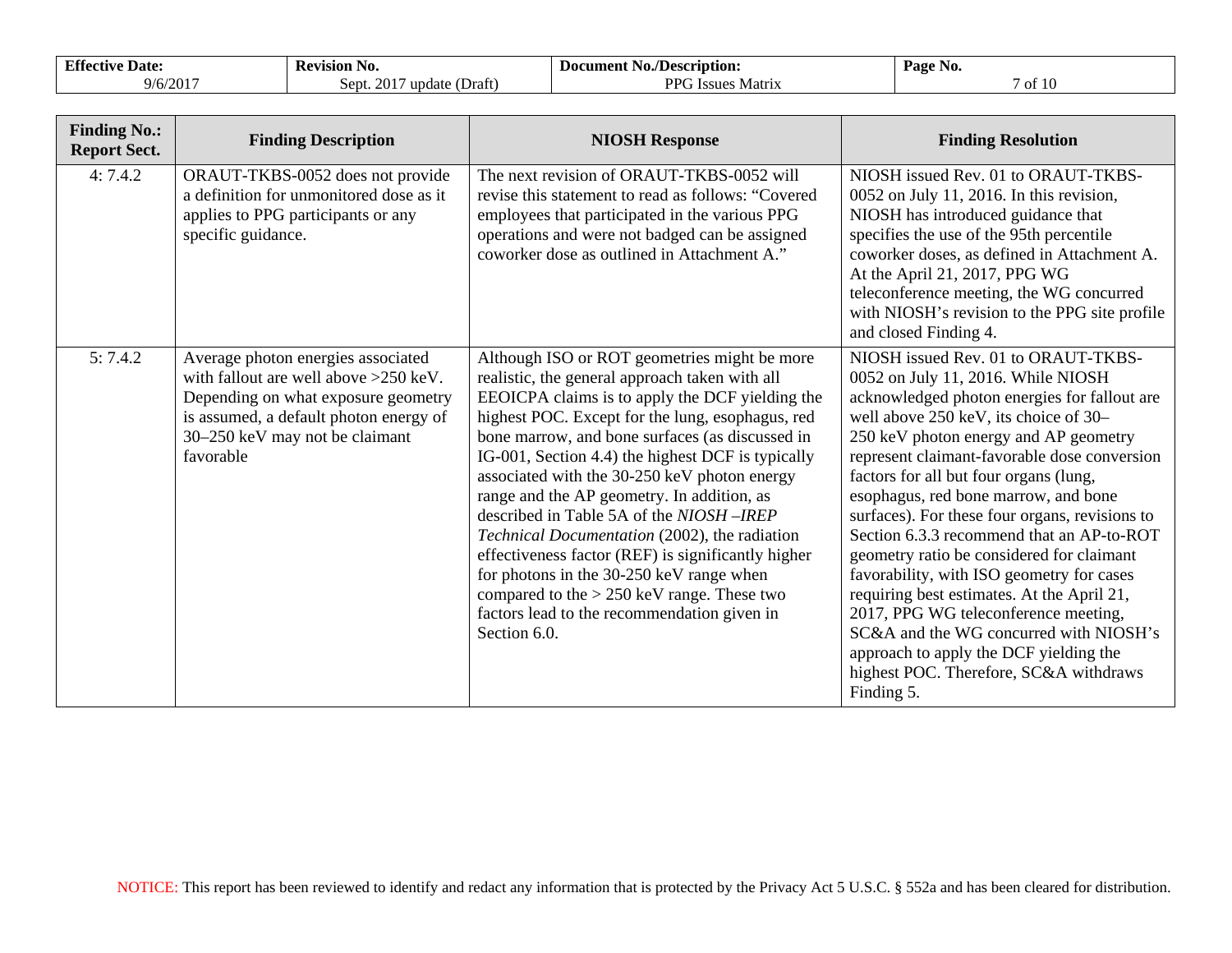| Finding No.: Report Sect. | Finding Description | NIOSH Response | Finding Resolution |
|---|---|---|---|
| 4: 7.4.2 | ORAUT-TKBS-0052 does not provide a definition for unmonitored dose as it applies to PPG participants or any specific guidance. | The next revision of ORAUT-TKBS-0052 will revise this statement to read as follows: "Covered employees that participated in the various PPG operations and were not badged can be assigned coworker dose as outlined in Attachment A." | NIOSH issued Rev. 01 to ORAUT-TKBS-0052 on July 11, 2016. In this revision, NIOSH has introduced guidance that specifies the use of the 95th percentile coworker doses, as defined in Attachment A. At the April 21, 2017, PPG WG teleconference meeting, the WG concurred with NIOSH's revision to the PPG site profile and closed Finding 4. |
| 5: 7.4.2 | Average photon energies associated with fallout are well above >250 keV. Depending on what exposure geometry is assumed, a default photon energy of 30–250 keV may not be claimant favorable | Although ISO or ROT geometries might be more realistic, the general approach taken with all EEOICPA claims is to apply the DCF yielding the highest POC. Except for the lung, esophagus, red bone marrow, and bone surfaces (as discussed in IG-001, Section 4.4) the highest DCF is typically associated with the 30-250 keV photon energy range and the AP geometry. In addition, as described in Table 5A of the *NIOSH –IREP Technical Documentation* (2002), the radiation effectiveness factor (REF) is significantly higher for photons in the 30-250 keV range when compared to the > 250 keV range. These two factors lead to the recommendation given in Section 6.0. | NIOSH issued Rev. 01 to ORAUT-TKBS-0052 on July 11, 2016. While NIOSH acknowledged photon energies for fallout are well above 250 keV, its choice of 30–250 keV photon energy and AP geometry represent claimant-favorable dose conversion factors for all but four organs (lung, esophagus, red bone marrow, and bone surfaces). For these four organs, revisions to Section 6.3.3 recommend that an AP-to-ROT geometry ratio be considered for claimant favorability, with ISO geometry for cases requiring best estimates. At the April 21, 2017, PPG WG teleconference meeting, SC&A and the WG concurred with NIOSH's approach to apply the DCF yielding the highest POC. Therefore, SC&A withdraws Finding 5. |

NOTICE: This report has been reviewed to identify and redact any information that is protected by the Privacy Act 5 U.S.C. § 552a and has been cleared for distribution.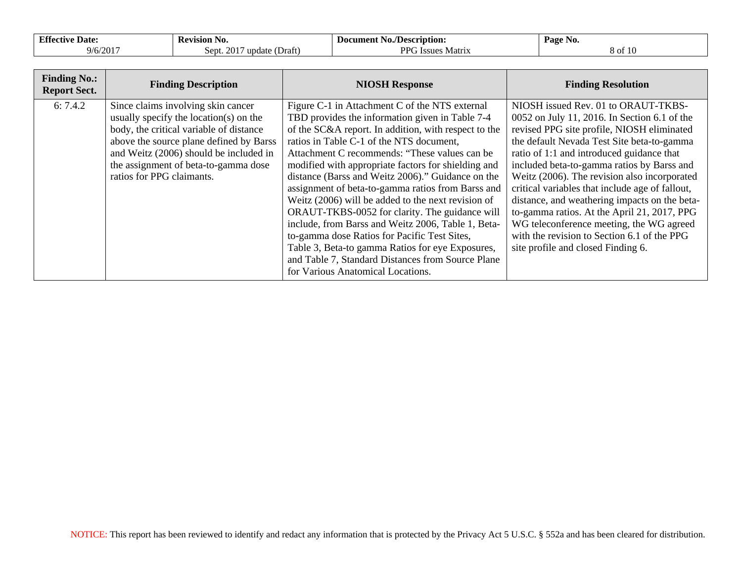| Finding No.: Report Sect. | Finding Description | NIOSH Response | Finding Resolution |
|---|---|---|---|
| 6: 7.4.2 | Since claims involving skin cancer usually specify the location(s) on the body, the critical variable of distance above the source plane defined by Barss and Weitz (2006) should be included in the assignment of beta-to-gamma dose ratios for PPG claimants. | Figure C-1 in Attachment C of the NTS external TBD provides the information given in Table 7-4 of the SC&A report. In addition, with respect to the ratios in Table C-1 of the NTS document, Attachment C recommends: "These values can be modified with appropriate factors for shielding and distance (Barss and Weitz 2006)." Guidance on the assignment of beta-to-gamma ratios from Barss and Weitz (2006) will be added to the next revision of ORAUT-TKBS-0052 for clarity. The guidance will include, from Barss and Weitz 2006, Table 1, Beta-to-gamma dose Ratios for Pacific Test Sites, Table 3, Beta-to gamma Ratios for eye Exposures, and Table 7, Standard Distances from Source Plane for Various Anatomical Locations. | NIOSH issued Rev. 01 to ORAUT-TKBS-0052 on July 11, 2016. In Section 6.1 of the revised PPG site profile, NIOSH eliminated the default Nevada Test Site beta-to-gamma ratio of 1:1 and introduced guidance that included beta-to-gamma ratios by Barss and Weitz (2006). The revision also incorporated critical variables that include age of fallout, distance, and weathering impacts on the beta-to-gamma ratios. At the April 21, 2017, PPG WG teleconference meeting, the WG agreed with the revision to Section 6.1 of the PPG site profile and closed Finding 6. |

NOTICE: This report has been reviewed to identify and redact any information that is protected by the Privacy Act 5 U.S.C. § 552a and has been cleared for distribution.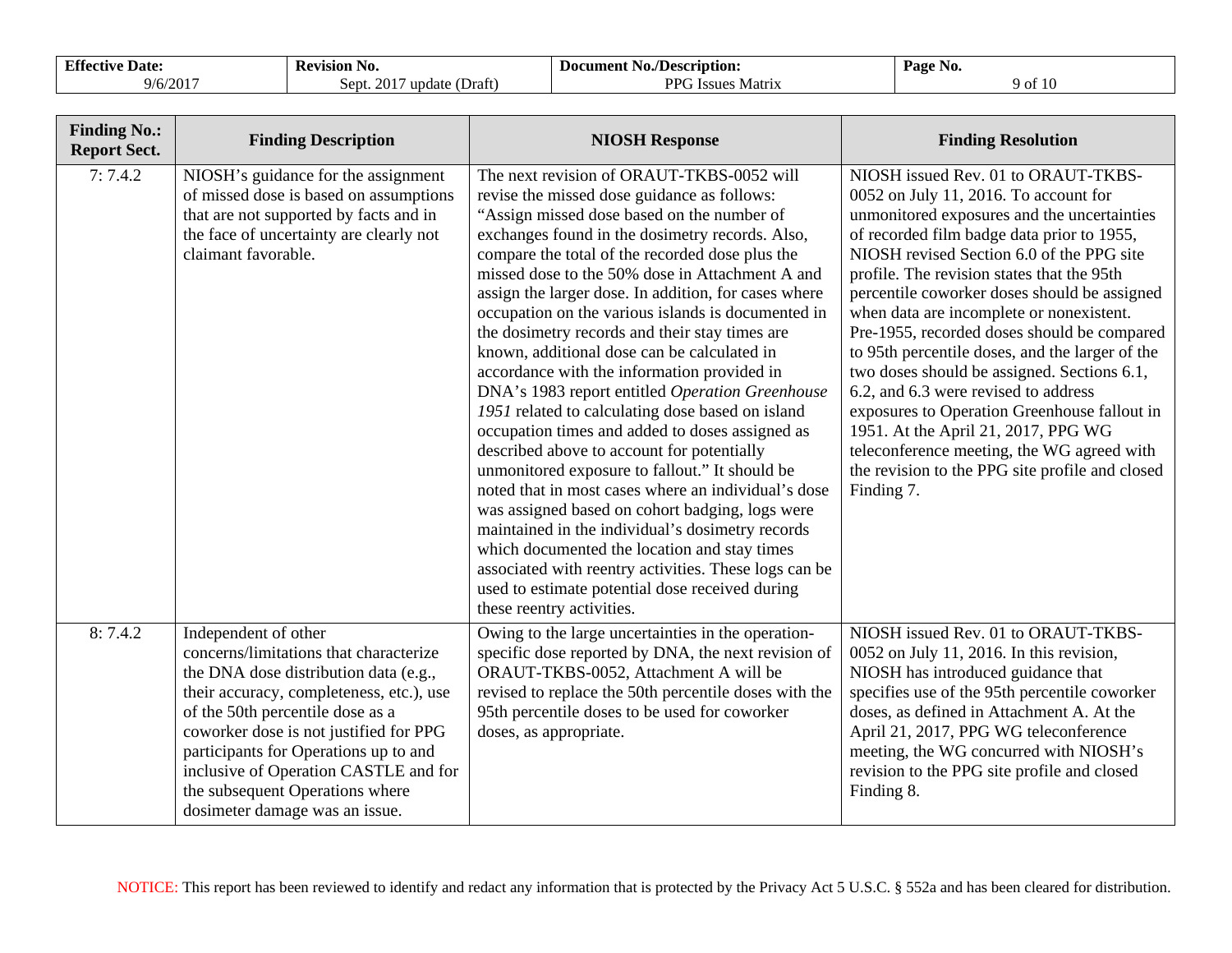| Finding No.: Report Sect. | Finding Description | NIOSH Response | Finding Resolution |
|---|---|---|---|
| 7: 7.4.2 | NIOSH's guidance for the assignment of missed dose is based on assumptions that are not supported by facts and in the face of uncertainty are clearly not claimant favorable. | The next revision of ORAUT-TKBS-0052 will revise the missed dose guidance as follows: "Assign missed dose based on the number of exchanges found in the dosimetry records. Also, compare the total of the recorded dose plus the missed dose to the 50% dose in Attachment A and assign the larger dose. In addition, for cases where occupation on the various islands is documented in the dosimetry records and their stay times are known, additional dose can be calculated in accordance with the information provided in DNA's 1983 report entitled *Operation Greenhouse 1951* related to calculating dose based on island occupation times and added to doses assigned as described above to account for potentially unmonitored exposure to fallout." It should be noted that in most cases where an individual's dose was assigned based on cohort badging, logs were maintained in the individual's dosimetry records which documented the location and stay times associated with reentry activities. These logs can be used to estimate potential dose received during these reentry activities. | NIOSH issued Rev. 01 to ORAUT-TKBS-0052 on July 11, 2016. To account for unmonitored exposures and the uncertainties of recorded film badge data prior to 1955, NIOSH revised Section 6.0 of the PPG site profile. The revision states that the 95th percentile coworker doses should be assigned when data are incomplete or nonexistent. Pre-1955, recorded doses should be compared to 95th percentile doses, and the larger of the two doses should be assigned. Sections 6.1, 6.2, and 6.3 were revised to address exposures to Operation Greenhouse fallout in 1951. At the April 21, 2017, PPG WG teleconference meeting, the WG agreed with the revision to the PPG site profile and closed Finding 7. |
| 8: 7.4.2 | Independent of other concerns/limitations that characterize the DNA dose distribution data (e.g., their accuracy, completeness, etc.), use of the 50th percentile dose as a coworker dose is not justified for PPG participants for Operations up to and inclusive of Operation CASTLE and for the subsequent Operations where dosimeter damage was an issue. | Owing to the large uncertainties in the operation-specific dose reported by DNA, the next revision of ORAUT-TKBS-0052, Attachment A will be revised to replace the 50th percentile doses with the 95th percentile doses to be used for coworker doses, as appropriate. | NIOSH issued Rev. 01 to ORAUT-TKBS-0052 on July 11, 2016. In this revision, NIOSH has introduced guidance that specifies use of the 95th percentile coworker doses, as defined in Attachment A. At the April 21, 2017, PPG WG teleconference meeting, the WG concurred with NIOSH's revision to the PPG site profile and closed Finding 8. |

NOTICE: This report has been reviewed to identify and redact any information that is protected by the Privacy Act 5 U.S.C. § 552a and has been cleared for distribution.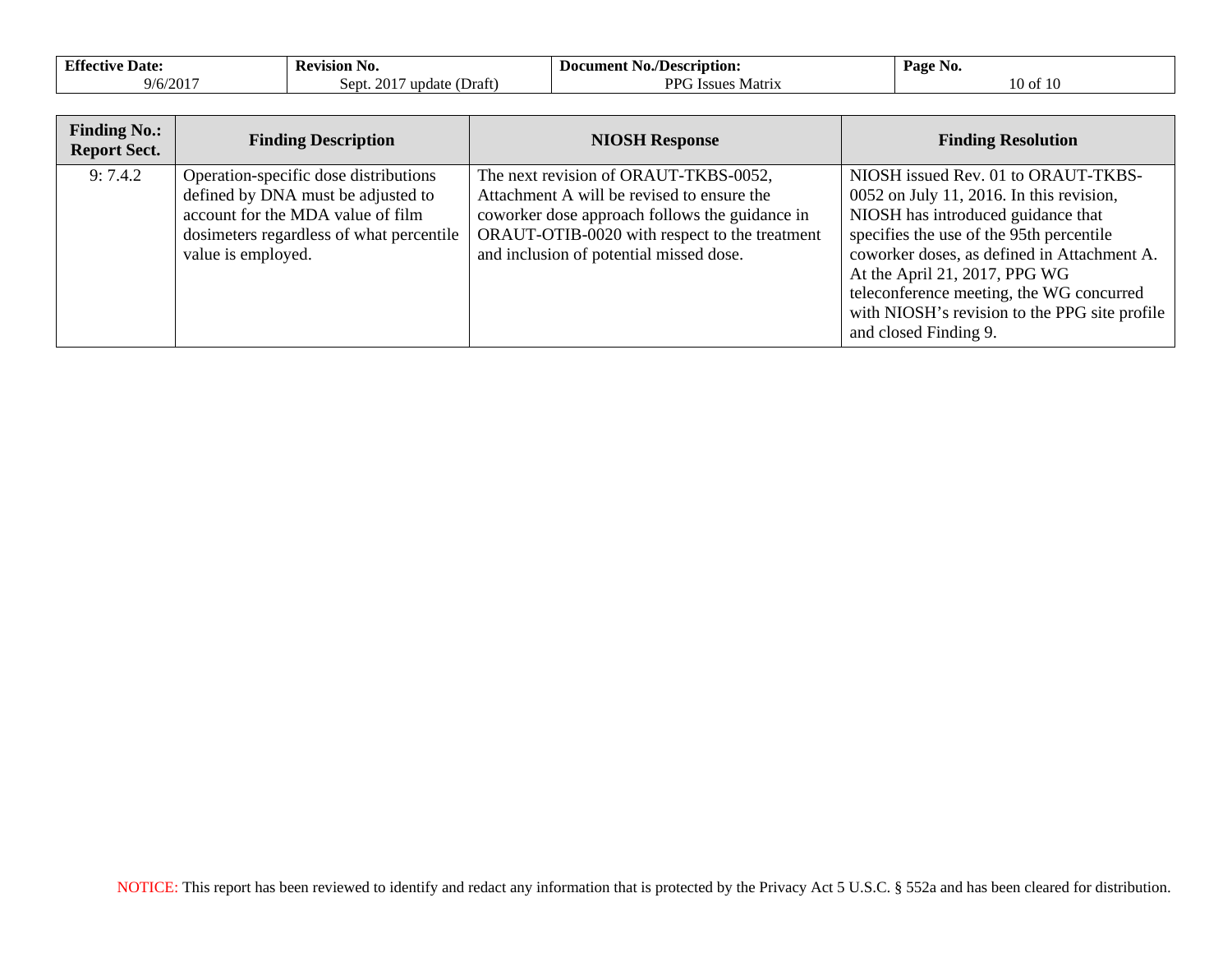| Finding No.: Report Sect. | Finding Description | NIOSH Response | Finding Resolution |
|---|---|---|---|
| 9: 7.4.2 | Operation-specific dose distributions defined by DNA must be adjusted to account for the MDA value of film dosimeters regardless of what percentile value is employed. | The next revision of ORAUT-TKBS-0052, Attachment A will be revised to ensure the coworker dose approach follows the guidance in ORAUT-OTIB-0020 with respect to the treatment and inclusion of potential missed dose. | NIOSH issued Rev. 01 to ORAUT-TKBS-0052 on July 11, 2016. In this revision, NIOSH has introduced guidance that specifies the use of the 95th percentile coworker doses, as defined in Attachment A. At the April 21, 2017, PPG WG teleconference meeting, the WG concurred with NIOSH's revision to the PPG site profile and closed Finding 9. |

NOTICE: This report has been reviewed to identify and redact any information that is protected by the Privacy Act 5 U.S.C. § 552a and has been cleared for distribution.